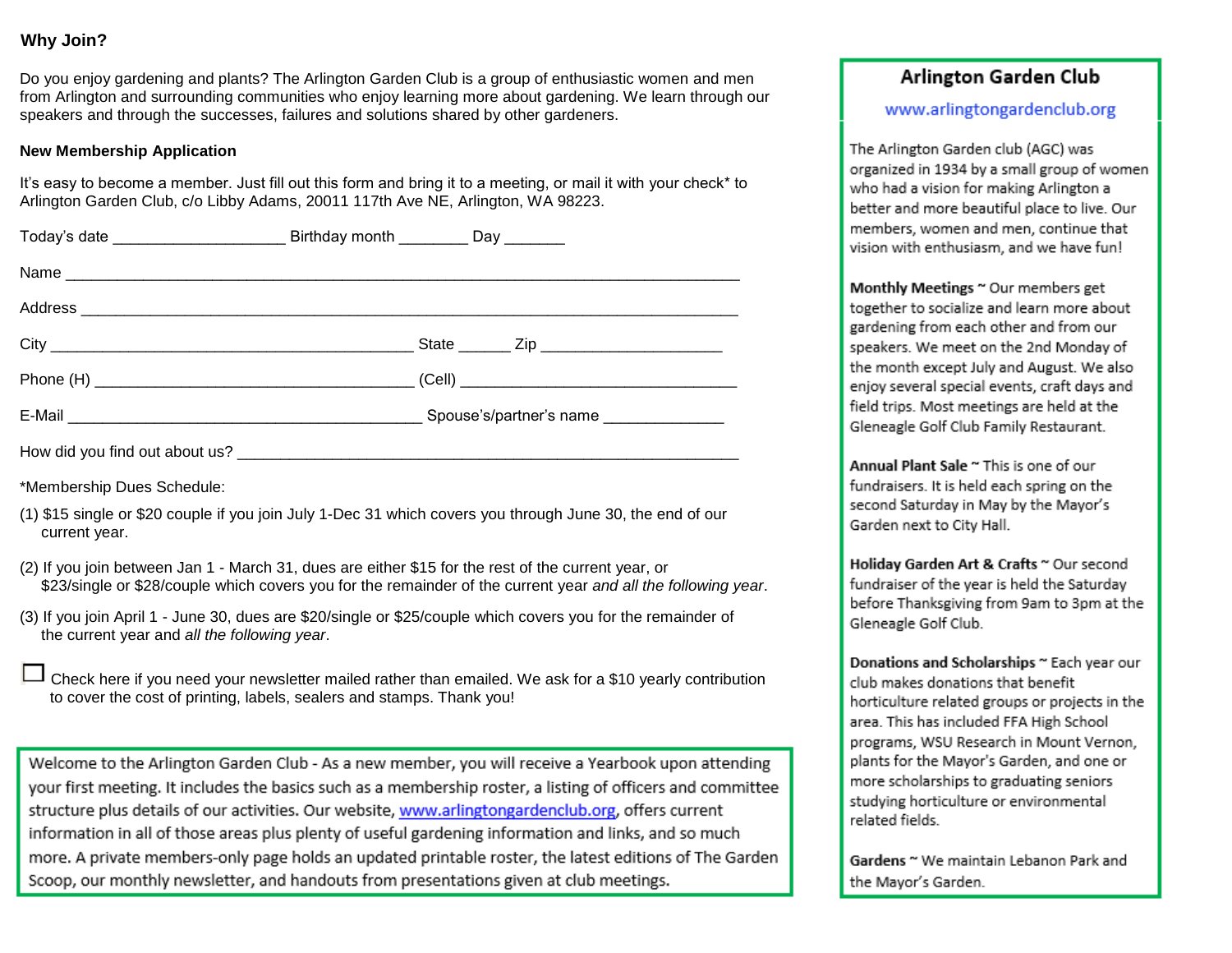## Why Join?

Do you enjoy gardening and plants? The Arlington Garden Club is a group of enthusiastic women and men from Arlington and surrounding communities who enjoy learning more about gardening. We learn through our speakers and through the successes, failures and solutions shared by other gardeners.

### New Membership Application

It's easy to become a member. Just fill out this form and bring it to a meeting, or mail it with your check* to Arlington Garden Club, c/o Libby Adams, 20011 117th Ave NE, Arlington, WA 98223.

Today's date ___________________ Birthday month ________ Day _______

Name ___________________________________________________________________________

Address _________________________________________________________________________

City ________________________________________ State ______ Zip ____________________

Phone (H) ___________________________________ (Cell) ________________________________

E-Mail ________________________________________ Spouse's/partner's name _____________

How did you find out about us? _______________________________________________________

*Membership Dues Schedule:

(1) $15 single or $20 couple if you join July 1-Dec 31 which covers you through June 30, the end of our current year.

(2) If you join between Jan 1 - March 31, dues are either $15 for the rest of the current year, or $23/single or $28/couple which covers you for the remainder of the current year *and all the following year*.

(3) If you join April 1 - June 30, dues are $20/single or $25/couple which covers you for the remainder of the current year and *all the following year*.

☐ Check here if you need your newsletter mailed rather than emailed. We ask for a $10 yearly contribution to cover the cost of printing, labels, sealers and stamps. Thank you!

Welcome to the Arlington Garden Club - As a new member, you will receive a Yearbook upon attending your first meeting. It includes the basics such as a membership roster, a listing of officers and committee structure plus details of our activities. Our website, www.arlingtongardenclub.org, offers current information in all of those areas plus plenty of useful gardening information and links, and so much more. A private members-only page holds an updated printable roster, the latest editions of The Garden Scoop, our monthly newsletter, and handouts from presentations given at club meetings.

## Arlington Garden Club

www.arlingtongardenclub.org

The Arlington Garden club (AGC) was organized in 1934 by a small group of women who had a vision for making Arlington a better and more beautiful place to live. Our members, women and men, continue that vision with enthusiasm, and we have fun!

**Monthly Meetings** ~ Our members get together to socialize and learn more about gardening from each other and from our speakers. We meet on the 2nd Monday of the month except July and August. We also enjoy several special events, craft days and field trips. Most meetings are held at the Gleneagle Golf Club Family Restaurant.

**Annual Plant Sale** ~ This is one of our fundraisers. It is held each spring on the second Saturday in May by the Mayor's Garden next to City Hall.

**Holiday Garden Art & Crafts** ~ Our second fundraiser of the year is held the Saturday before Thanksgiving from 9am to 3pm at the Gleneagle Golf Club.

**Donations and Scholarships** ~ Each year our club makes donations that benefit horticulture related groups or projects in the area. This has included FFA High School programs, WSU Research in Mount Vernon, plants for the Mayor's Garden, and one or more scholarships to graduating seniors studying horticulture or environmental related fields.

**Gardens** ~ We maintain Lebanon Park and the Mayor's Garden.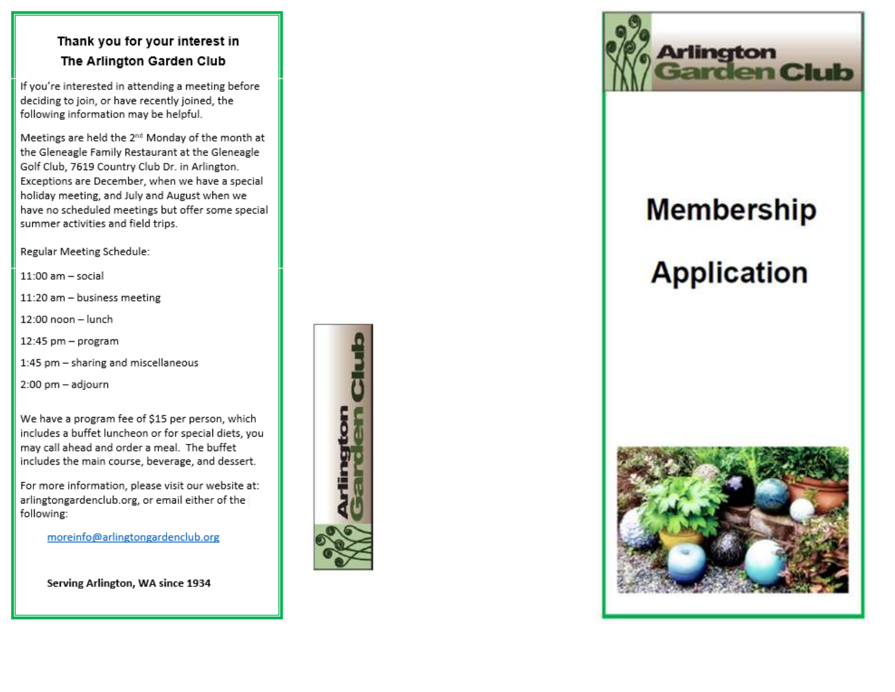## Thank you for your interest in The Arlington Garden Club

If you're interested in attending a meeting before deciding to join, or have recently joined, the following information may be helpful.

Meetings are held the 2nd Monday of the month at the Gleneagle Family Restaurant at the Gleneagle Golf Club, 7619 Country Club Dr. in Arlington. Exceptions are December, when we have a special holiday meeting, and July and August when we have no scheduled meetings but offer some special summer activities and field trips.

Regular Meeting Schedule:

11:00 am – social

11:20 am – business meeting

12:00 noon – lunch

12:45 pm – program

1:45 pm – sharing and miscellaneous

2:00 pm – adjourn

We have a program fee of $15 per person, which includes a buffet luncheon or for special diets, you may call ahead and order a meal. The buffet includes the main course, beverage, and dessert.

For more information, please visit our website at: arlingtongardenclub.org, or email either of the following:

moreinfo@arlingtongardenclub.org

**Serving Arlington, WA since 1934**

Arlington Garden Club

Arlington Garden Club

# Membership Application